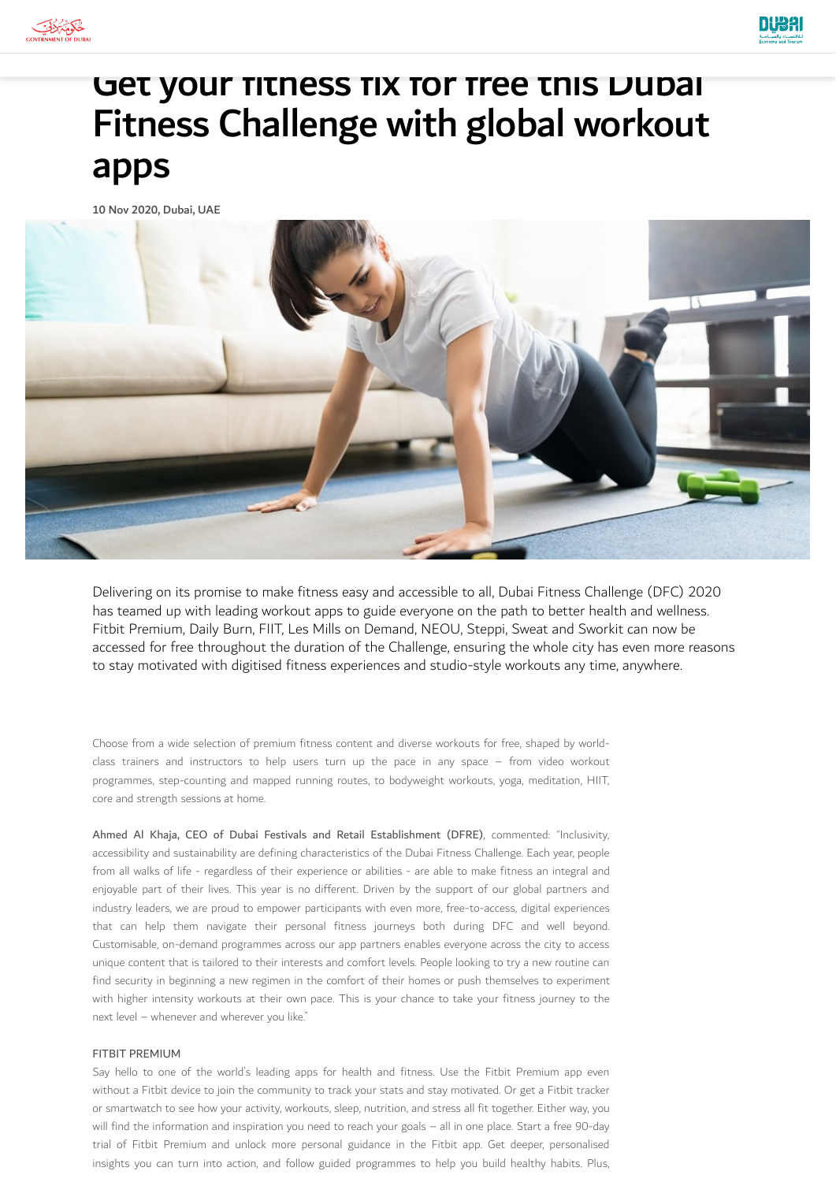# Get your fitness fix for free this Dubai Fitness Challenge with global workout apps

**10 Nov 2020, Dubai, UAE**

Delivering on its promise to make fitness easy and accessible to all, Dubai Fitness Challenge (DFC) 2020 has teamed up with leading workout apps to guide everyone on the path to better health and wellness. Fitbit Premium, Daily Burn, FIIT, Les Mills on Demand, NEOU, Steppi, Sweat and Sworkit can now be accessed for free throughout the duration of the Challenge, ensuring the whole city has even more reasons to stay motivated with digitised fitness experiences and studio-style workouts any time, anywhere.

Choose from a wide selection of premium fitness content and diverse workouts for free, shaped by world-class trainers and instructors to help users turn up the pace in any space – from video workout programmes, step-counting and mapped running routes, to bodyweight workouts, yoga, meditation, HIIT, core and strength sessions at home.

**Ahmed Al Khaja, CEO of Dubai Festivals and Retail Establishment (DFRE)**, commented: "Inclusivity, accessibility and sustainability are defining characteristics of the Dubai Fitness Challenge. Each year, people from all walks of life - regardless of their experience or abilities - are able to make fitness an integral and enjoyable part of their lives. This year is no different. Driven by the support of our global partners and industry leaders, we are proud to empower participants with even more, free-to-access, digital experiences that can help them navigate their personal fitness journeys both during DFC and well beyond. Customisable, on-demand programmes across our app partners enables everyone across the city to access unique content that is tailored to their interests and comfort levels. People looking to try a new routine can find security in beginning a new regimen in the comfort of their homes or push themselves to experiment with higher intensity workouts at their own pace. This is your chance to take your fitness journey to the next level – whenever and wherever you like."

FITBIT PREMIUM

Say hello to one of the world's leading apps for health and fitness. Use the Fitbit Premium app even without a Fitbit device to join the community to track your stats and stay motivated. Or get a Fitbit tracker or smartwatch to see how your activity, workouts, sleep, nutrition, and stress all fit together. Either way, you will find the information and inspiration you need to reach your goals – all in one place. Start a free 90-day trial of Fitbit Premium and unlock more personal guidance in the Fitbit app. Get deeper, personalised insights you can turn into action, and follow guided programmes to help you build healthy habits. Plus,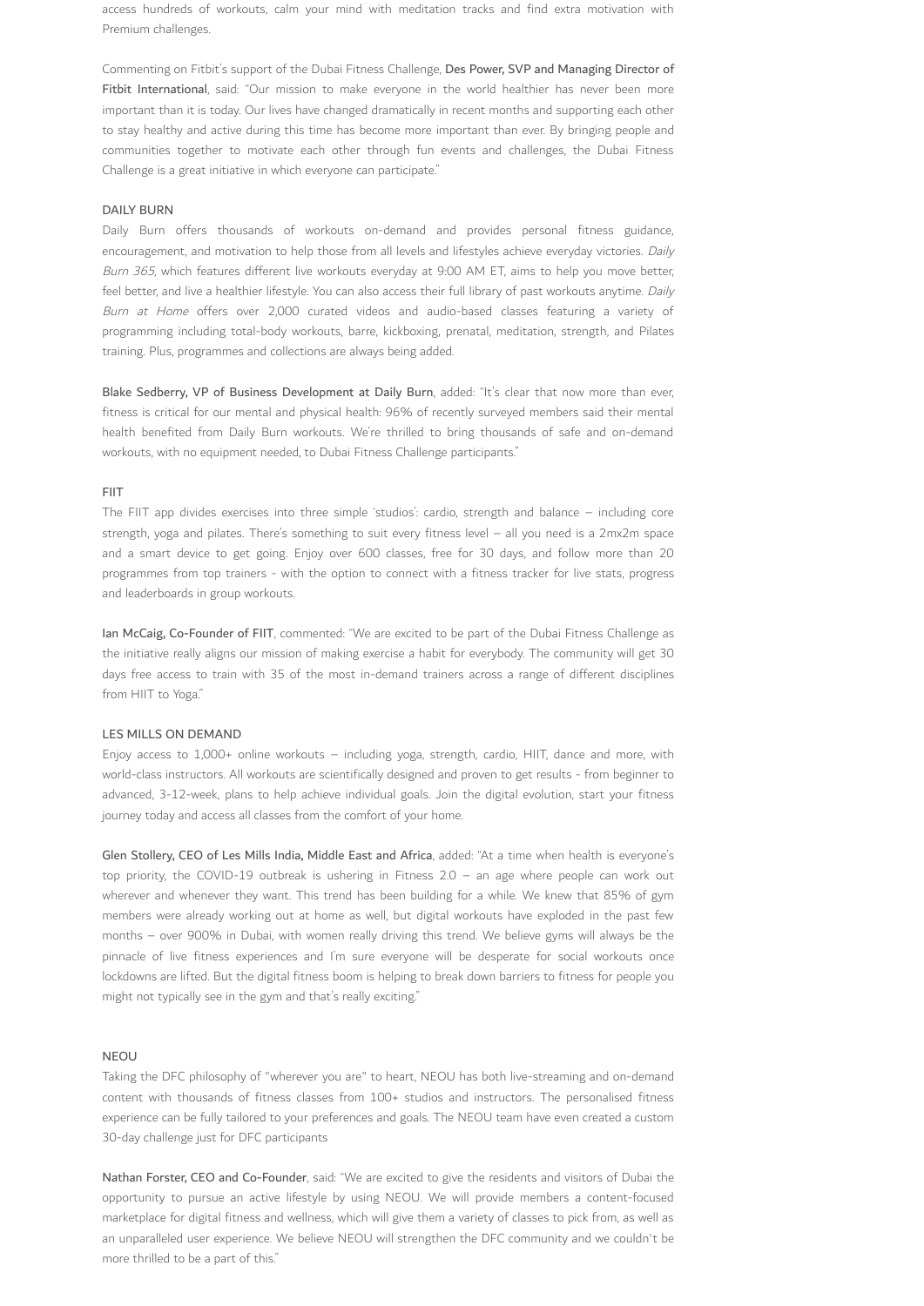access hundreds of workouts, calm your mind with meditation tracks and find extra motivation with Premium challenges.

Commenting on Fitbit's support of the Dubai Fitness Challenge, **Des Power, SVP and Managing Director of Fitbit International**, said: "Our mission to make everyone in the world healthier has never been more important than it is today. Our lives have changed dramatically in recent months and supporting each other to stay healthy and active during this time has become more important than ever. By bringing people and communities together to motivate each other through fun events and challenges, the Dubai Fitness Challenge is a great initiative in which everyone can participate."

### DAILY BURN

Daily Burn offers thousands of workouts on-demand and provides personal fitness guidance, encouragement, and motivation to help those from all levels and lifestyles achieve everyday victories. *Daily Burn 365*, which features different live workouts everyday at 9:00 AM ET, aims to help you move better, feel better, and live a healthier lifestyle. You can also access their full library of past workouts anytime. *Daily Burn at Home* offers over 2,000 curated videos and audio-based classes featuring a variety of programming including total-body workouts, barre, kickboxing, prenatal, meditation, strength, and Pilates training. Plus, programmes and collections are always being added.

**Blake Sedberry, VP of Business Development at Daily Burn**, added: "It's clear that now more than ever, fitness is critical for our mental and physical health: 96% of recently surveyed members said their mental health benefited from Daily Burn workouts. We're thrilled to bring thousands of safe and on-demand workouts, with no equipment needed, to Dubai Fitness Challenge participants."

### FIIT

The FIIT app divides exercises into three simple 'studios': cardio, strength and balance – including core strength, yoga and pilates. There's something to suit every fitness level – all you need is a 2mx2m space and a smart device to get going. Enjoy over 600 classes, free for 30 days, and follow more than 20 programmes from top trainers - with the option to connect with a fitness tracker for live stats, progress and leaderboards in group workouts.

**Ian McCaig, Co-Founder of FIIT**, commented: "We are excited to be part of the Dubai Fitness Challenge as the initiative really aligns our mission of making exercise a habit for everybody. The community will get 30 days free access to train with 35 of the most in-demand trainers across a range of different disciplines from HIIT to Yoga."

### LES MILLS ON DEMAND

Enjoy access to 1,000+ online workouts – including yoga, strength, cardio, HIIT, dance and more, with world-class instructors. All workouts are scientifically designed and proven to get results - from beginner to advanced, 3-12-week, plans to help achieve individual goals. Join the digital evolution, start your fitness journey today and access all classes from the comfort of your home.

**Glen Stollery, CEO of Les Mills India, Middle East and Africa**, added: "At a time when health is everyone's top priority, the COVID-19 outbreak is ushering in Fitness 2.0 – an age where people can work out wherever and whenever they want. This trend has been building for a while. We knew that 85% of gym members were already working out at home as well, but digital workouts have exploded in the past few months – over 900% in Dubai, with women really driving this trend. We believe gyms will always be the pinnacle of live fitness experiences and I'm sure everyone will be desperate for social workouts once lockdowns are lifted. But the digital fitness boom is helping to break down barriers to fitness for people you might not typically see in the gym and that's really exciting."

### NEOU

Taking the DFC philosophy of "wherever you are" to heart, NEOU has both live-streaming and on-demand content with thousands of fitness classes from 100+ studios and instructors. The personalised fitness experience can be fully tailored to your preferences and goals. The NEOU team have even created a custom 30-day challenge just for DFC participants

**Nathan Forster, CEO and Co-Founder**, said: "We are excited to give the residents and visitors of Dubai the opportunity to pursue an active lifestyle by using NEOU. We will provide members a content-focused marketplace for digital fitness and wellness, which will give them a variety of classes to pick from, as well as an unparalleled user experience. We believe NEOU will strengthen the DFC community and we couldn't be more thrilled to be a part of this."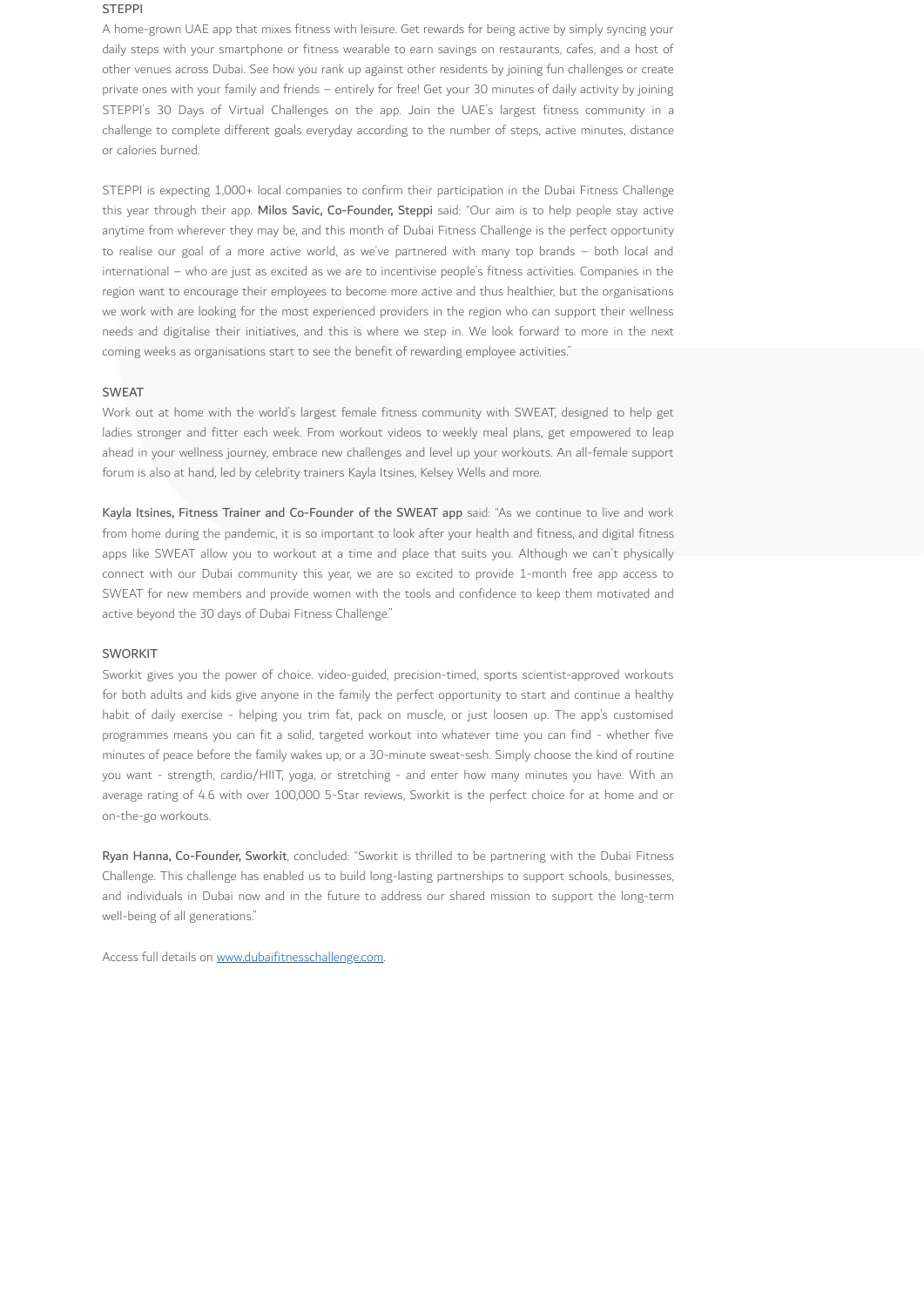### STEPPI

A home-grown UAE app that mixes fitness with leisure. Get rewards for being active by simply syncing your daily steps with your smartphone or fitness wearable to earn savings on restaurants, cafes, and a host of other venues across Dubai. See how you rank up against other residents by joining fun challenges or create private ones with your family and friends – entirely for free! Get your 30 minutes of daily activity by joining STEPPI's 30 Days of Virtual Challenges on the app. Join the UAE's largest fitness community in a challenge to complete different goals everyday according to the number of steps, active minutes, distance or calories burned.

STEPPI is expecting 1,000+ local companies to confirm their participation in the Dubai Fitness Challenge this year through their app. **Milos Savic, Co-Founder, Steppi** said: "Our aim is to help people stay active anytime from wherever they may be, and this month of Dubai Fitness Challenge is the perfect opportunity to realise our goal of a more active world, as we've partnered with many top brands – both local and international – who are just as excited as we are to incentivise people's fitness activities. Companies in the region want to encourage their employees to become more active and thus healthier, but the organisations we work with are looking for the most experienced providers in the region who can support their wellness needs and digitalise their initiatives, and this is where we step in. We look forward to more in the next coming weeks as organisations start to see the benefit of rewarding employee activities."

### SWEAT

Work out at home with the world's largest female fitness community with SWEAT, designed to help get ladies stronger and fitter each week. From workout videos to weekly meal plans, get empowered to leap ahead in your wellness journey, embrace new challenges and level up your workouts. An all-female support forum is also at hand, led by celebrity trainers Kayla Itsines, Kelsey Wells and more.

**Kayla Itsines, Fitness Trainer and Co-Founder of the SWEAT app** said: "As we continue to live and work from home during the pandemic, it is so important to look after your health and fitness, and digital fitness apps like SWEAT allow you to workout at a time and place that suits you. Although we can't physically connect with our Dubai community this year, we are so excited to provide 1-month free app access to SWEAT for new members and provide women with the tools and confidence to keep them motivated and active beyond the 30 days of Dubai Fitness Challenge."

### SWORKIT

Sworkit gives you the power of choice. video-guided, precision-timed, sports scientist-approved workouts for both adults and kids give anyone in the family the perfect opportunity to start and continue a healthy habit of daily exercise - helping you trim fat, pack on muscle, or just loosen up. The app's customised programmes means you can fit a solid, targeted workout into whatever time you can find - whether five minutes of peace before the family wakes up, or a 30-minute sweat-sesh. Simply choose the kind of routine you want - strength, cardio/HIIT, yoga, or stretching - and enter how many minutes you have. With an average rating of 4.6 with over 100,000 5-Star reviews, Sworkit is the perfect choice for at home and or on-the-go workouts.

**Ryan Hanna, Co-Founder, Sworkit**, concluded: "Sworkit is thrilled to be partnering with the Dubai Fitness Challenge. This challenge has enabled us to build long-lasting partnerships to support schools, businesses, and individuals in Dubai now and in the future to address our shared mission to support the long-term well-being of all generations."

Access full details on [www.dubaifitnesschallenge.com](www.dubaifitnesschallenge.com).